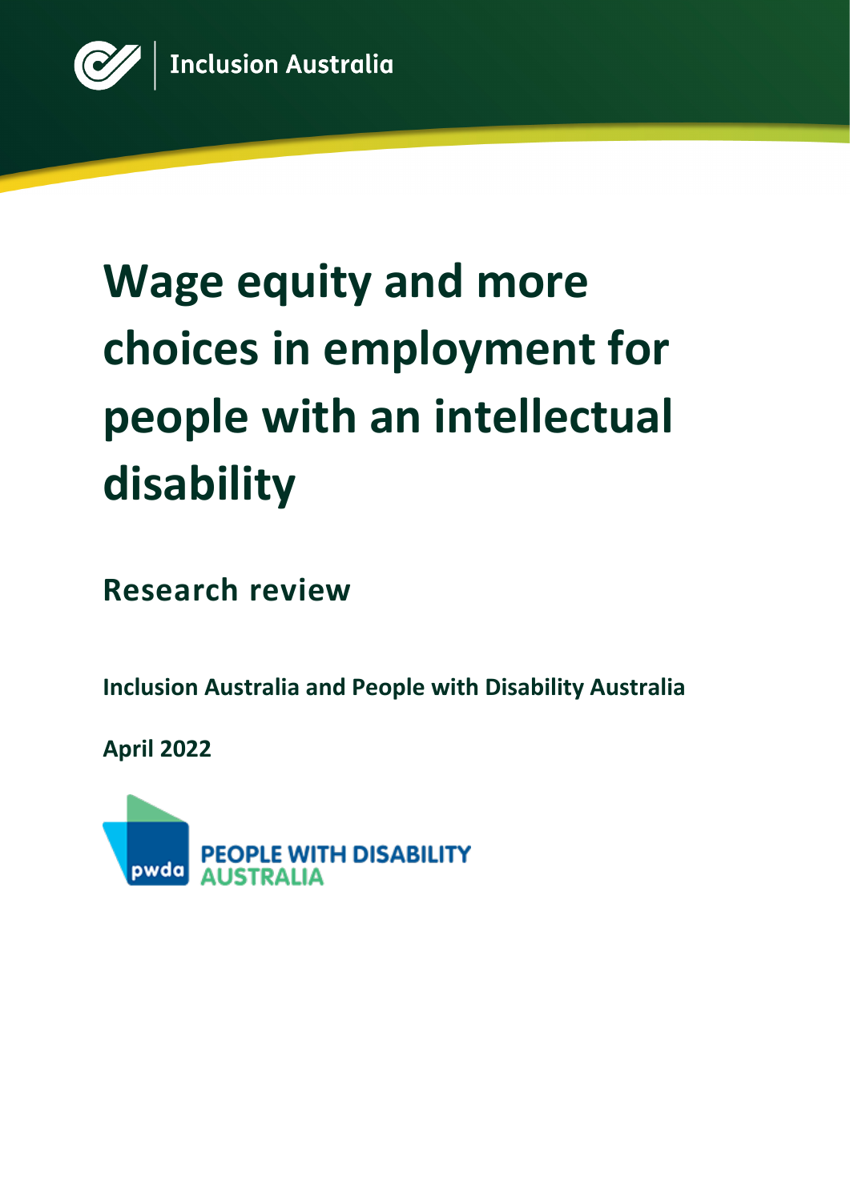Inclusion Australia

# Wage equity and more choices in employment for people with an intellectual disability

## Research review

**Inclusion Australia and People with Disability Australia**

**April 2022**

PEOPLE WITH DISABILITY AUSTRALIA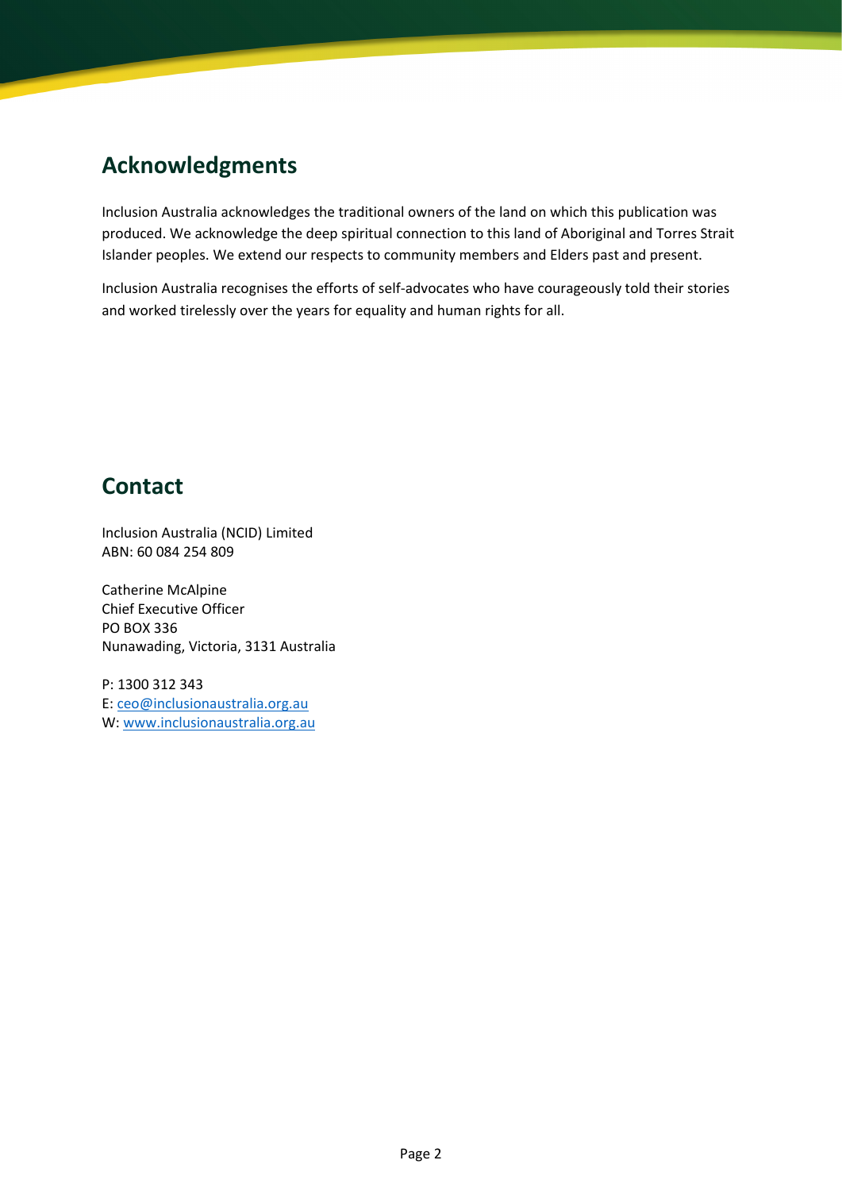## Acknowledgments

Inclusion Australia acknowledges the traditional owners of the land on which this publication was produced. We acknowledge the deep spiritual connection to this land of Aboriginal and Torres Strait Islander peoples. We extend our respects to community members and Elders past and present.

Inclusion Australia recognises the efforts of self-advocates who have courageously told their stories and worked tirelessly over the years for equality and human rights for all.

## Contact

Inclusion Australia (NCID) Limited
ABN: 60 084 254 809

Catherine McAlpine
Chief Executive Officer
PO BOX 336
Nunawading, Victoria, 3131 Australia

P: 1300 312 343
E: ceo@inclusionaustralia.org.au
W: www.inclusionaustralia.org.au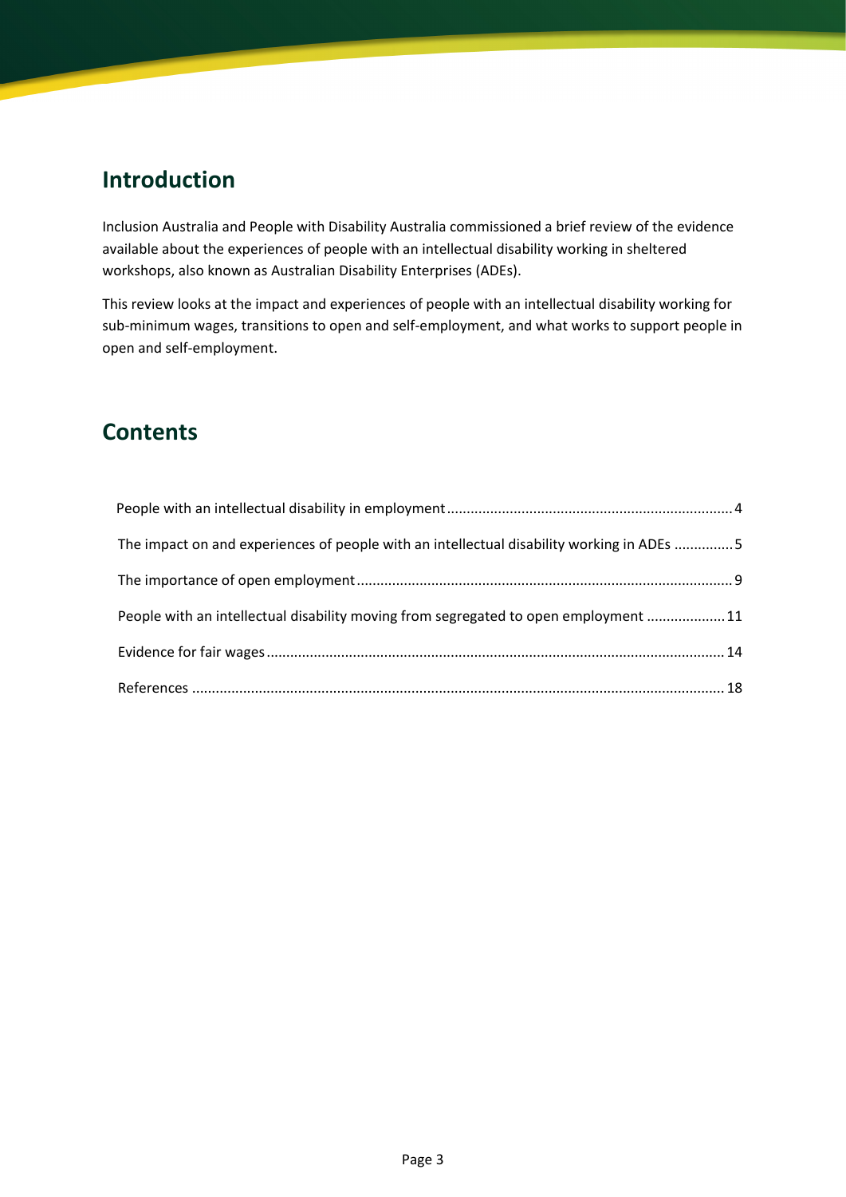## Introduction

Inclusion Australia and People with Disability Australia commissioned a brief review of the evidence available about the experiences of people with an intellectual disability working in sheltered workshops, also known as Australian Disability Enterprises (ADEs).

This review looks at the impact and experiences of people with an intellectual disability working for sub-minimum wages, transitions to open and self-employment, and what works to support people in open and self-employment.

## Contents

People with an intellectual disability in employment ........................................................................ 4

The impact on and experiences of people with an intellectual disability working in ADEs .............. 5

The importance of open employment .............................................................................................. 9

People with an intellectual disability moving from segregated to open employment .................... 11

Evidence for fair wages .................................................................................................................... 14

References ....................................................................................................................................... 18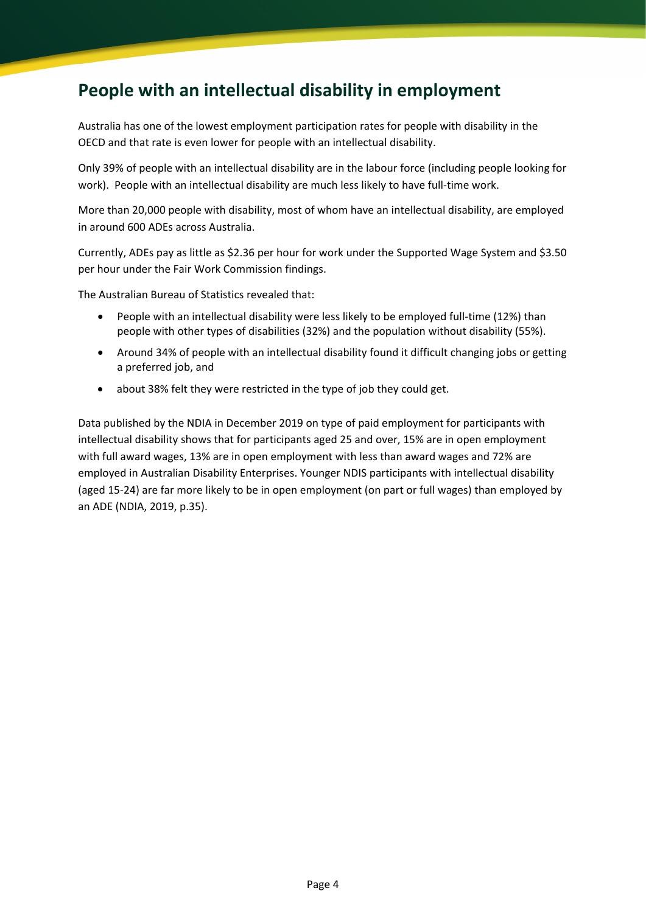# People with an intellectual disability in employment

Australia has one of the lowest employment participation rates for people with disability in the OECD and that rate is even lower for people with an intellectual disability.

Only 39% of people with an intellectual disability are in the labour force (including people looking for work). People with an intellectual disability are much less likely to have full-time work.

More than 20,000 people with disability, most of whom have an intellectual disability, are employed in around 600 ADEs across Australia.

Currently, ADEs pay as little as $2.36 per hour for work under the Supported Wage System and $3.50 per hour under the Fair Work Commission findings.

The Australian Bureau of Statistics revealed that:

- People with an intellectual disability were less likely to be employed full-time (12%) than people with other types of disabilities (32%) and the population without disability (55%).
- Around 34% of people with an intellectual disability found it difficult changing jobs or getting a preferred job, and
- about 38% felt they were restricted in the type of job they could get.

Data published by the NDIA in December 2019 on type of paid employment for participants with intellectual disability shows that for participants aged 25 and over, 15% are in open employment with full award wages, 13% are in open employment with less than award wages and 72% are employed in Australian Disability Enterprises. Younger NDIS participants with intellectual disability (aged 15-24) are far more likely to be in open employment (on part or full wages) than employed by an ADE (NDIA, 2019, p.35).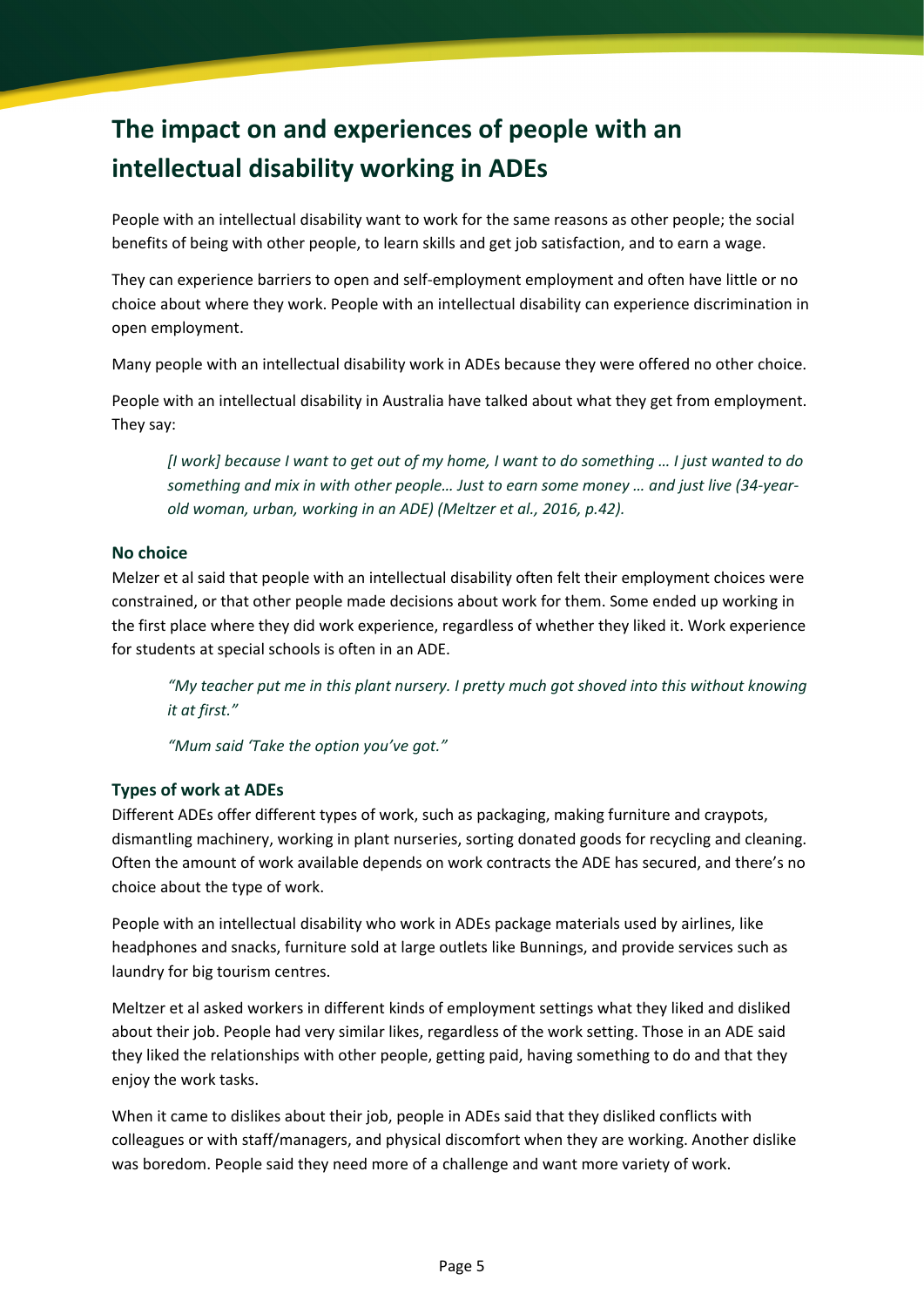# The impact on and experiences of people with an intellectual disability working in ADEs

People with an intellectual disability want to work for the same reasons as other people; the social benefits of being with other people, to learn skills and get job satisfaction, and to earn a wage.

They can experience barriers to open and self-employment employment and often have little or no choice about where they work. People with an intellectual disability can experience discrimination in open employment.

Many people with an intellectual disability work in ADEs because they were offered no other choice.

People with an intellectual disability in Australia have talked about what they get from employment. They say:

> *[I work] because I want to get out of my home, I want to do something … I just wanted to do something and mix in with other people… Just to earn some money … and just live (34-year-old woman, urban, working in an ADE) (Meltzer et al., 2016, p.42).*

### No choice

Melzer et al said that people with an intellectual disability often felt their employment choices were constrained, or that other people made decisions about work for them. Some ended up working in the first place where they did work experience, regardless of whether they liked it. Work experience for students at special schools is often in an ADE.

> *"My teacher put me in this plant nursery. I pretty much got shoved into this without knowing it at first."*
>
> *"Mum said 'Take the option you've got."*

### Types of work at ADEs

Different ADEs offer different types of work, such as packaging, making furniture and craypots, dismantling machinery, working in plant nurseries, sorting donated goods for recycling and cleaning. Often the amount of work available depends on work contracts the ADE has secured, and there's no choice about the type of work.

People with an intellectual disability who work in ADEs package materials used by airlines, like headphones and snacks, furniture sold at large outlets like Bunnings, and provide services such as laundry for big tourism centres.

Meltzer et al asked workers in different kinds of employment settings what they liked and disliked about their job. People had very similar likes, regardless of the work setting. Those in an ADE said they liked the relationships with other people, getting paid, having something to do and that they enjoy the work tasks.

When it came to dislikes about their job, people in ADEs said that they disliked conflicts with colleagues or with staff/managers, and physical discomfort when they are working. Another dislike was boredom. People said they need more of a challenge and want more variety of work.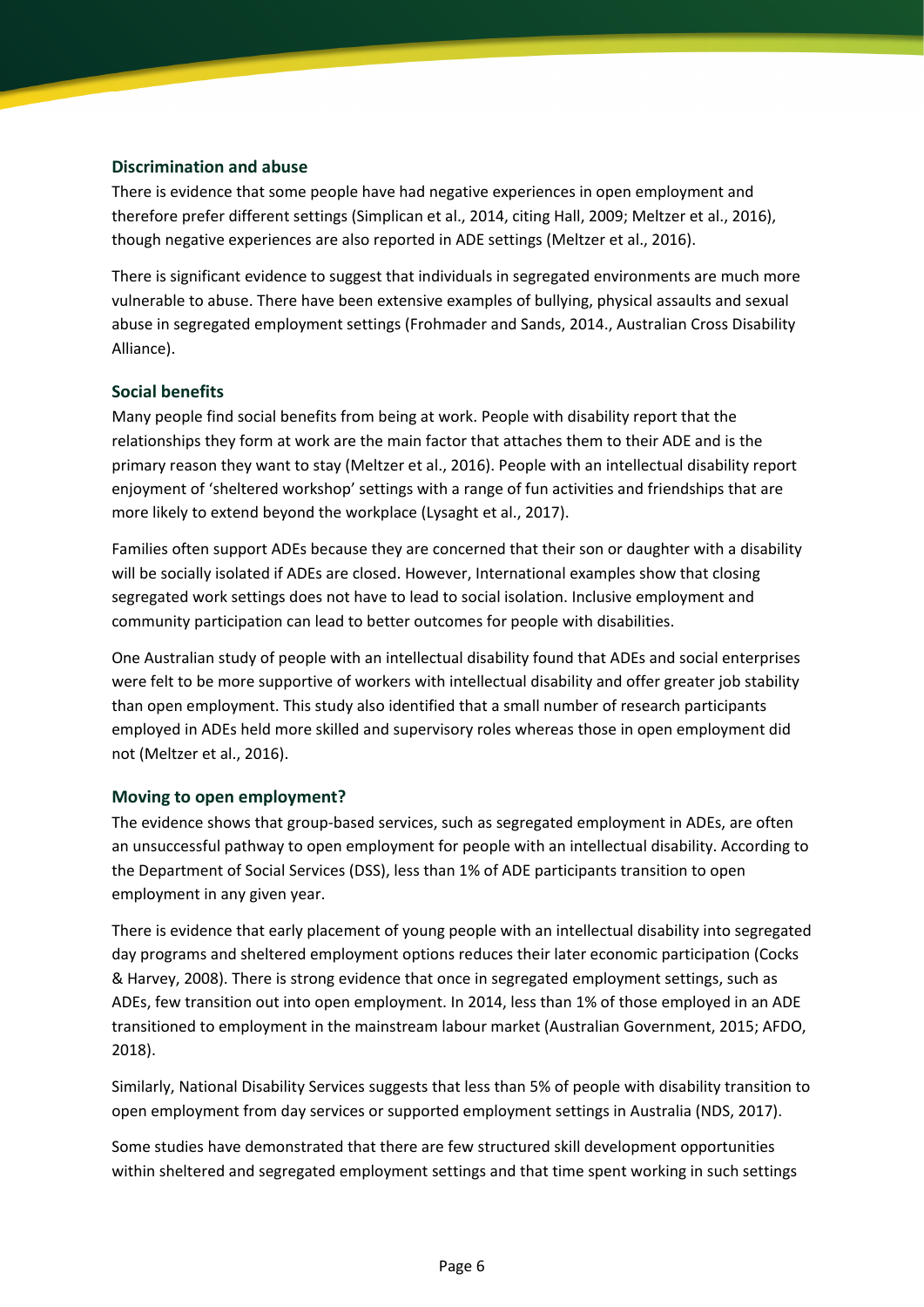### Discrimination and abuse

There is evidence that some people have had negative experiences in open employment and therefore prefer different settings (Simplican et al., 2014, citing Hall, 2009; Meltzer et al., 2016), though negative experiences are also reported in ADE settings (Meltzer et al., 2016).

There is significant evidence to suggest that individuals in segregated environments are much more vulnerable to abuse. There have been extensive examples of bullying, physical assaults and sexual abuse in segregated employment settings (Frohmader and Sands, 2014., Australian Cross Disability Alliance).

### Social benefits

Many people find social benefits from being at work. People with disability report that the relationships they form at work are the main factor that attaches them to their ADE and is the primary reason they want to stay (Meltzer et al., 2016). People with an intellectual disability report enjoyment of 'sheltered workshop' settings with a range of fun activities and friendships that are more likely to extend beyond the workplace (Lysaght et al., 2017).

Families often support ADEs because they are concerned that their son or daughter with a disability will be socially isolated if ADEs are closed. However, International examples show that closing segregated work settings does not have to lead to social isolation. Inclusive employment and community participation can lead to better outcomes for people with disabilities.

One Australian study of people with an intellectual disability found that ADEs and social enterprises were felt to be more supportive of workers with intellectual disability and offer greater job stability than open employment. This study also identified that a small number of research participants employed in ADEs held more skilled and supervisory roles whereas those in open employment did not (Meltzer et al., 2016).

### Moving to open employment?

The evidence shows that group-based services, such as segregated employment in ADEs, are often an unsuccessful pathway to open employment for people with an intellectual disability. According to the Department of Social Services (DSS), less than 1% of ADE participants transition to open employment in any given year.

There is evidence that early placement of young people with an intellectual disability into segregated day programs and sheltered employment options reduces their later economic participation (Cocks & Harvey, 2008). There is strong evidence that once in segregated employment settings, such as ADEs, few transition out into open employment. In 2014, less than 1% of those employed in an ADE transitioned to employment in the mainstream labour market (Australian Government, 2015; AFDO, 2018).

Similarly, National Disability Services suggests that less than 5% of people with disability transition to open employment from day services or supported employment settings in Australia (NDS, 2017).

Some studies have demonstrated that there are few structured skill development opportunities within sheltered and segregated employment settings and that time spent working in such settings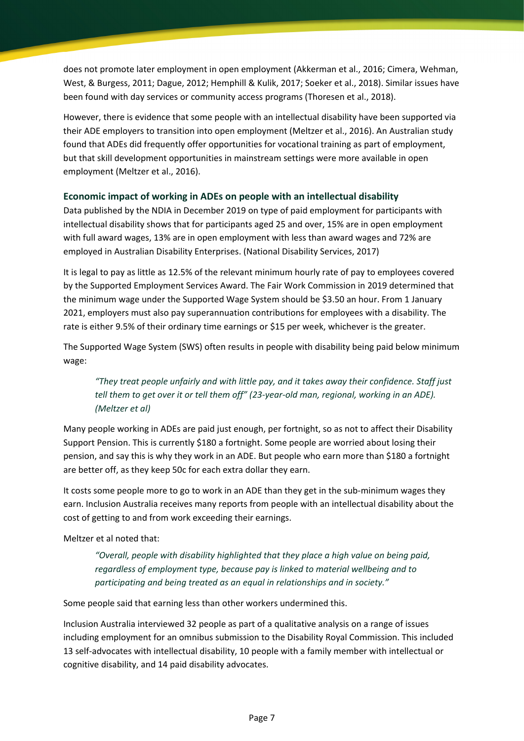does not promote later employment in open employment (Akkerman et al., 2016; Cimera, Wehman, West, & Burgess, 2011; Dague, 2012; Hemphill & Kulik, 2017; Soeker et al., 2018). Similar issues have been found with day services or community access programs (Thoresen et al., 2018).

However, there is evidence that some people with an intellectual disability have been supported via their ADE employers to transition into open employment (Meltzer et al., 2016). An Australian study found that ADEs did frequently offer opportunities for vocational training as part of employment, but that skill development opportunities in mainstream settings were more available in open employment (Meltzer et al., 2016).

### Economic impact of working in ADEs on people with an intellectual disability

Data published by the NDIA in December 2019 on type of paid employment for participants with intellectual disability shows that for participants aged 25 and over, 15% are in open employment with full award wages, 13% are in open employment with less than award wages and 72% are employed in Australian Disability Enterprises. (National Disability Services, 2017)

It is legal to pay as little as 12.5% of the relevant minimum hourly rate of pay to employees covered by the Supported Employment Services Award. The Fair Work Commission in 2019 determined that the minimum wage under the Supported Wage System should be $3.50 an hour. From 1 January 2021, employers must also pay superannuation contributions for employees with a disability. The rate is either 9.5% of their ordinary time earnings or $15 per week, whichever is the greater.

The Supported Wage System (SWS) often results in people with disability being paid below minimum wage:

> *"They treat people unfairly and with little pay, and it takes away their confidence. Staff just tell them to get over it or tell them off" (23-year-old man, regional, working in an ADE). (Meltzer et al)*

Many people working in ADEs are paid just enough, per fortnight, so as not to affect their Disability Support Pension. This is currently $180 a fortnight. Some people are worried about losing their pension, and say this is why they work in an ADE. But people who earn more than $180 a fortnight are better off, as they keep 50c for each extra dollar they earn.

It costs some people more to go to work in an ADE than they get in the sub-minimum wages they earn. Inclusion Australia receives many reports from people with an intellectual disability about the cost of getting to and from work exceeding their earnings.

Meltzer et al noted that:

> *"Overall, people with disability highlighted that they place a high value on being paid, regardless of employment type, because pay is linked to material wellbeing and to participating and being treated as an equal in relationships and in society."*

Some people said that earning less than other workers undermined this.

Inclusion Australia interviewed 32 people as part of a qualitative analysis on a range of issues including employment for an omnibus submission to the Disability Royal Commission. This included 13 self-advocates with intellectual disability, 10 people with a family member with intellectual or cognitive disability, and 14 paid disability advocates.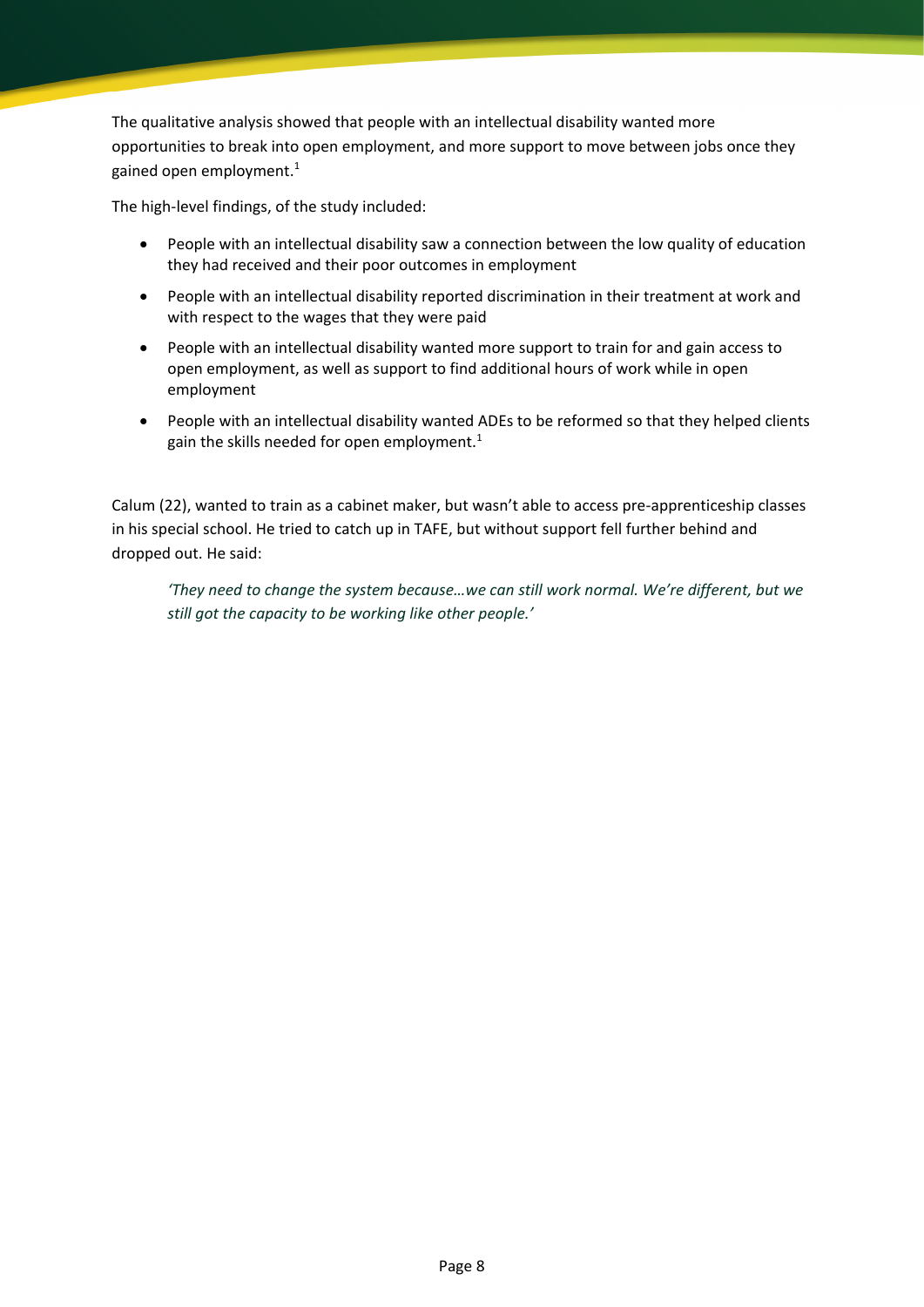The qualitative analysis showed that people with an intellectual disability wanted more opportunities to break into open employment, and more support to move between jobs once they gained open employment.[1]

The high-level findings, of the study included:

- People with an intellectual disability saw a connection between the low quality of education they had received and their poor outcomes in employment
- People with an intellectual disability reported discrimination in their treatment at work and with respect to the wages that they were paid
- People with an intellectual disability wanted more support to train for and gain access to open employment, as well as support to find additional hours of work while in open employment
- People with an intellectual disability wanted ADEs to be reformed so that they helped clients gain the skills needed for open employment.[1]

Calum (22), wanted to train as a cabinet maker, but wasn't able to access pre-apprenticeship classes in his special school. He tried to catch up in TAFE, but without support fell further behind and dropped out. He said:

> *'They need to change the system because…we can still work normal. We're different, but we still got the capacity to be working like other people.'*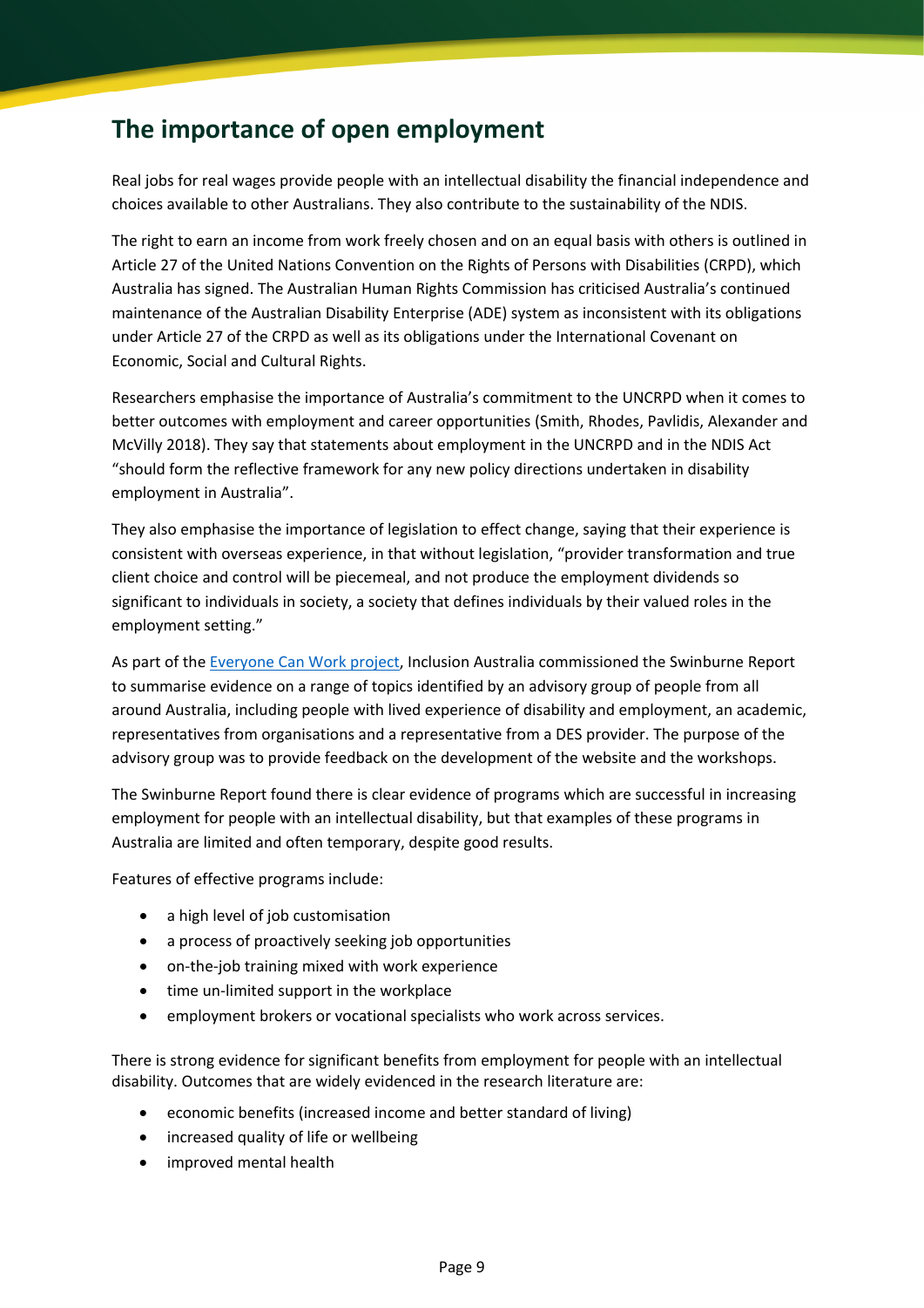## The importance of open employment

Real jobs for real wages provide people with an intellectual disability the financial independence and choices available to other Australians. They also contribute to the sustainability of the NDIS.

The right to earn an income from work freely chosen and on an equal basis with others is outlined in Article 27 of the United Nations Convention on the Rights of Persons with Disabilities (CRPD), which Australia has signed. The Australian Human Rights Commission has criticised Australia's continued maintenance of the Australian Disability Enterprise (ADE) system as inconsistent with its obligations under Article 27 of the CRPD as well as its obligations under the International Covenant on Economic, Social and Cultural Rights.

Researchers emphasise the importance of Australia's commitment to the UNCRPD when it comes to better outcomes with employment and career opportunities (Smith, Rhodes, Pavlidis, Alexander and McVilly 2018). They say that statements about employment in the UNCRPD and in the NDIS Act "should form the reflective framework for any new policy directions undertaken in disability employment in Australia".

They also emphasise the importance of legislation to effect change, saying that their experience is consistent with overseas experience, in that without legislation, "provider transformation and true client choice and control will be piecemeal, and not produce the employment dividends so significant to individuals in society, a society that defines individuals by their valued roles in the employment setting."

As part of the [Everyone Can Work project](), Inclusion Australia commissioned the Swinburne Report to summarise evidence on a range of topics identified by an advisory group of people from all around Australia, including people with lived experience of disability and employment, an academic, representatives from organisations and a representative from a DES provider. The purpose of the advisory group was to provide feedback on the development of the website and the workshops.

The Swinburne Report found there is clear evidence of programs which are successful in increasing employment for people with an intellectual disability, but that examples of these programs in Australia are limited and often temporary, despite good results.

Features of effective programs include:

- a high level of job customisation
- a process of proactively seeking job opportunities
- on-the-job training mixed with work experience
- time un-limited support in the workplace
- employment brokers or vocational specialists who work across services.

There is strong evidence for significant benefits from employment for people with an intellectual disability. Outcomes that are widely evidenced in the research literature are:

- economic benefits (increased income and better standard of living)
- increased quality of life or wellbeing
- improved mental health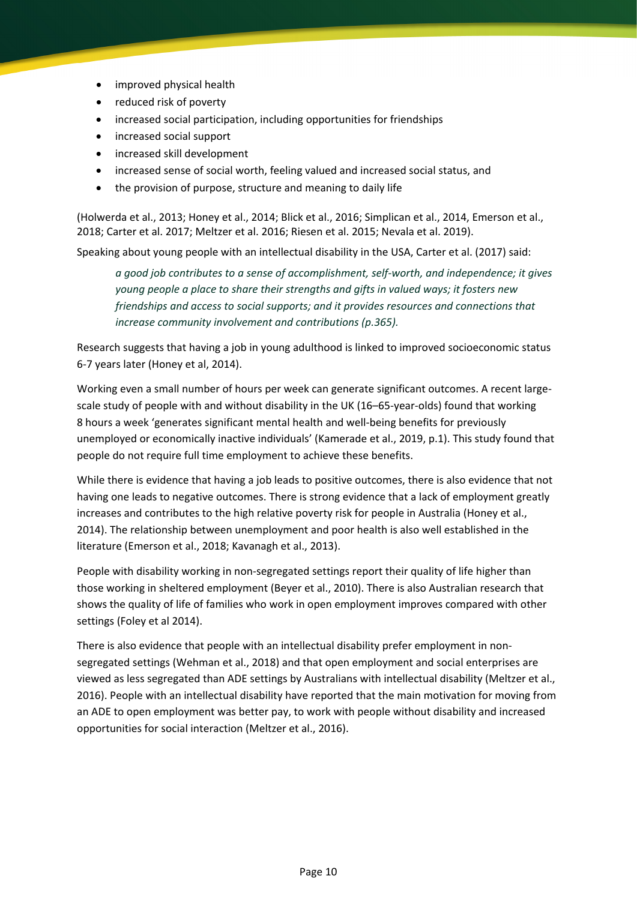- improved physical health
- reduced risk of poverty
- increased social participation, including opportunities for friendships
- increased social support
- increased skill development
- increased sense of social worth, feeling valued and increased social status, and
- the provision of purpose, structure and meaning to daily life

(Holwerda et al., 2013; Honey et al., 2014; Blick et al., 2016; Simplican et al., 2014, Emerson et al., 2018; Carter et al. 2017; Meltzer et al. 2016; Riesen et al. 2015; Nevala et al. 2019).

Speaking about young people with an intellectual disability in the USA, Carter et al. (2017) said:

> *a good job contributes to a sense of accomplishment, self-worth, and independence; it gives young people a place to share their strengths and gifts in valued ways; it fosters new friendships and access to social supports; and it provides resources and connections that increase community involvement and contributions (p.365).*

Research suggests that having a job in young adulthood is linked to improved socioeconomic status 6-7 years later (Honey et al, 2014).

Working even a small number of hours per week can generate significant outcomes. A recent large-scale study of people with and without disability in the UK (16–65-year-olds) found that working 8 hours a week 'generates significant mental health and well-being benefits for previously unemployed or economically inactive individuals' (Kamerade et al., 2019, p.1). This study found that people do not require full time employment to achieve these benefits.

While there is evidence that having a job leads to positive outcomes, there is also evidence that not having one leads to negative outcomes. There is strong evidence that a lack of employment greatly increases and contributes to the high relative poverty risk for people in Australia (Honey et al., 2014). The relationship between unemployment and poor health is also well established in the literature (Emerson et al., 2018; Kavanagh et al., 2013).

People with disability working in non-segregated settings report their quality of life higher than those working in sheltered employment (Beyer et al., 2010). There is also Australian research that shows the quality of life of families who work in open employment improves compared with other settings (Foley et al 2014).

There is also evidence that people with an intellectual disability prefer employment in non-segregated settings (Wehman et al., 2018) and that open employment and social enterprises are viewed as less segregated than ADE settings by Australians with intellectual disability (Meltzer et al., 2016). People with an intellectual disability have reported that the main motivation for moving from an ADE to open employment was better pay, to work with people without disability and increased opportunities for social interaction (Meltzer et al., 2016).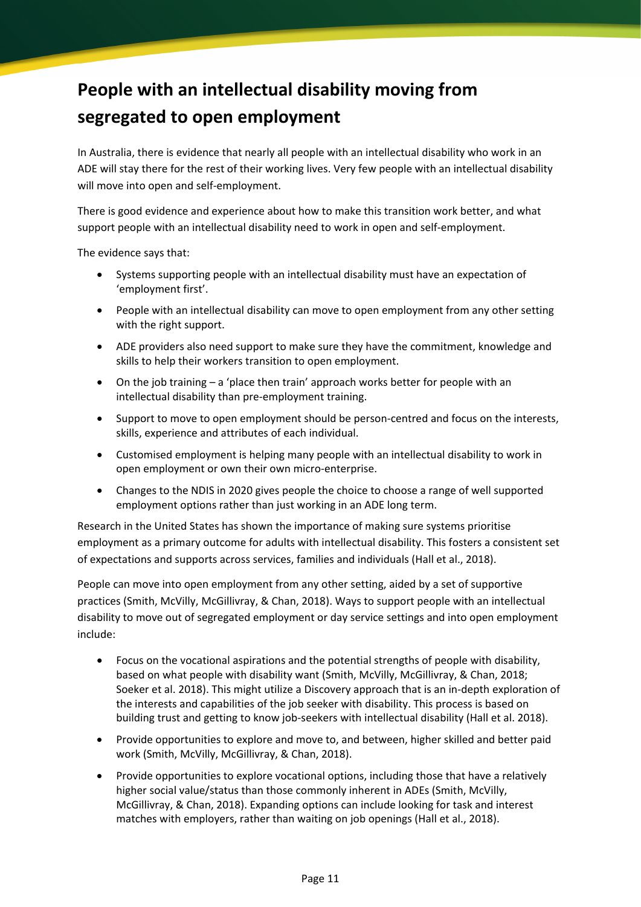# People with an intellectual disability moving from segregated to open employment

In Australia, there is evidence that nearly all people with an intellectual disability who work in an ADE will stay there for the rest of their working lives. Very few people with an intellectual disability will move into open and self-employment.

There is good evidence and experience about how to make this transition work better, and what support people with an intellectual disability need to work in open and self-employment.

The evidence says that:

- Systems supporting people with an intellectual disability must have an expectation of 'employment first'.
- People with an intellectual disability can move to open employment from any other setting with the right support.
- ADE providers also need support to make sure they have the commitment, knowledge and skills to help their workers transition to open employment.
- On the job training – a 'place then train' approach works better for people with an intellectual disability than pre-employment training.
- Support to move to open employment should be person-centred and focus on the interests, skills, experience and attributes of each individual.
- Customised employment is helping many people with an intellectual disability to work in open employment or own their own micro-enterprise.
- Changes to the NDIS in 2020 gives people the choice to choose a range of well supported employment options rather than just working in an ADE long term.

Research in the United States has shown the importance of making sure systems prioritise employment as a primary outcome for adults with intellectual disability. This fosters a consistent set of expectations and supports across services, families and individuals (Hall et al., 2018).

People can move into open employment from any other setting, aided by a set of supportive practices (Smith, McVilly, McGillivray, & Chan, 2018). Ways to support people with an intellectual disability to move out of segregated employment or day service settings and into open employment include:

- Focus on the vocational aspirations and the potential strengths of people with disability, based on what people with disability want (Smith, McVilly, McGillivray, & Chan, 2018; Soeker et al. 2018). This might utilize a Discovery approach that is an in-depth exploration of the interests and capabilities of the job seeker with disability. This process is based on building trust and getting to know job-seekers with intellectual disability (Hall et al. 2018).
- Provide opportunities to explore and move to, and between, higher skilled and better paid work (Smith, McVilly, McGillivray, & Chan, 2018).
- Provide opportunities to explore vocational options, including those that have a relatively higher social value/status than those commonly inherent in ADEs (Smith, McVilly, McGillivray, & Chan, 2018). Expanding options can include looking for task and interest matches with employers, rather than waiting on job openings (Hall et al., 2018).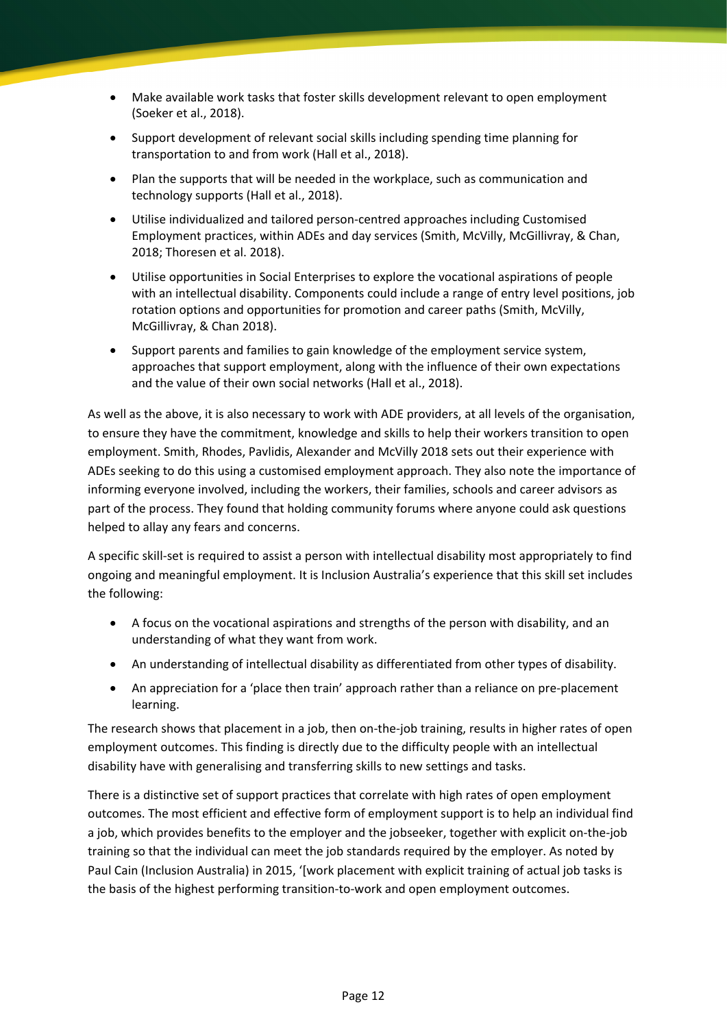- Make available work tasks that foster skills development relevant to open employment (Soeker et al., 2018).
- Support development of relevant social skills including spending time planning for transportation to and from work (Hall et al., 2018).
- Plan the supports that will be needed in the workplace, such as communication and technology supports (Hall et al., 2018).
- Utilise individualized and tailored person-centred approaches including Customised Employment practices, within ADEs and day services (Smith, McVilly, McGillivray, & Chan, 2018; Thoresen et al. 2018).
- Utilise opportunities in Social Enterprises to explore the vocational aspirations of people with an intellectual disability. Components could include a range of entry level positions, job rotation options and opportunities for promotion and career paths (Smith, McVilly, McGillivray, & Chan 2018).
- Support parents and families to gain knowledge of the employment service system, approaches that support employment, along with the influence of their own expectations and the value of their own social networks (Hall et al., 2018).

As well as the above, it is also necessary to work with ADE providers, at all levels of the organisation, to ensure they have the commitment, knowledge and skills to help their workers transition to open employment. Smith, Rhodes, Pavlidis, Alexander and McVilly 2018 sets out their experience with ADEs seeking to do this using a customised employment approach. They also note the importance of informing everyone involved, including the workers, their families, schools and career advisors as part of the process. They found that holding community forums where anyone could ask questions helped to allay any fears and concerns.

A specific skill-set is required to assist a person with intellectual disability most appropriately to find ongoing and meaningful employment. It is Inclusion Australia's experience that this skill set includes the following:

- A focus on the vocational aspirations and strengths of the person with disability, and an understanding of what they want from work.
- An understanding of intellectual disability as differentiated from other types of disability.
- An appreciation for a 'place then train' approach rather than a reliance on pre-placement learning.

The research shows that placement in a job, then on-the-job training, results in higher rates of open employment outcomes. This finding is directly due to the difficulty people with an intellectual disability have with generalising and transferring skills to new settings and tasks.

There is a distinctive set of support practices that correlate with high rates of open employment outcomes. The most efficient and effective form of employment support is to help an individual find a job, which provides benefits to the employer and the jobseeker, together with explicit on-the-job training so that the individual can meet the job standards required by the employer. As noted by Paul Cain (Inclusion Australia) in 2015, '[work placement with explicit training of actual job tasks is the basis of the highest performing transition-to-work and open employment outcomes.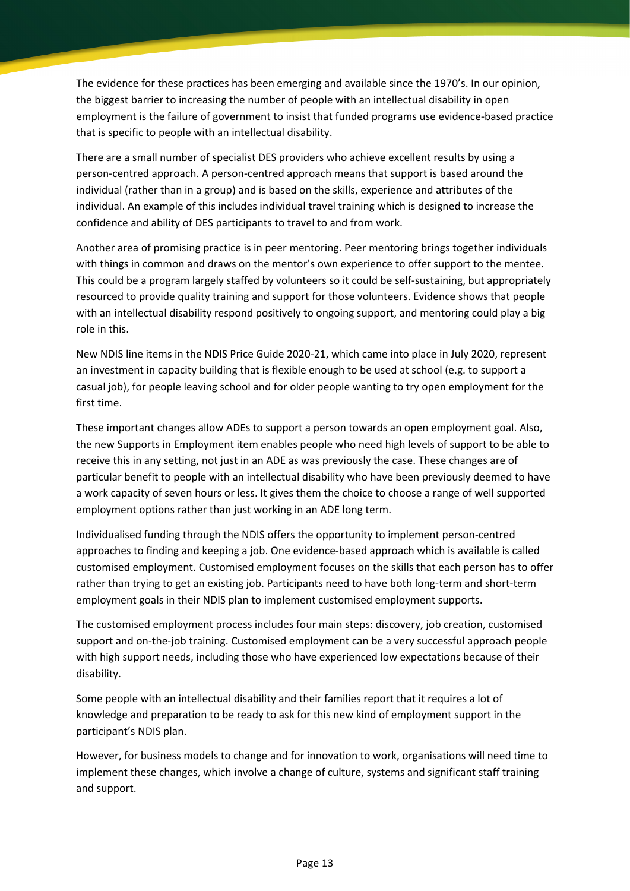The evidence for these practices has been emerging and available since the 1970's. In our opinion, the biggest barrier to increasing the number of people with an intellectual disability in open employment is the failure of government to insist that funded programs use evidence-based practice that is specific to people with an intellectual disability.

There are a small number of specialist DES providers who achieve excellent results by using a person-centred approach. A person-centred approach means that support is based around the individual (rather than in a group) and is based on the skills, experience and attributes of the individual. An example of this includes individual travel training which is designed to increase the confidence and ability of DES participants to travel to and from work.

Another area of promising practice is in peer mentoring. Peer mentoring brings together individuals with things in common and draws on the mentor's own experience to offer support to the mentee. This could be a program largely staffed by volunteers so it could be self-sustaining, but appropriately resourced to provide quality training and support for those volunteers. Evidence shows that people with an intellectual disability respond positively to ongoing support, and mentoring could play a big role in this.

New NDIS line items in the NDIS Price Guide 2020-21, which came into place in July 2020, represent an investment in capacity building that is flexible enough to be used at school (e.g. to support a casual job), for people leaving school and for older people wanting to try open employment for the first time.

These important changes allow ADEs to support a person towards an open employment goal. Also, the new Supports in Employment item enables people who need high levels of support to be able to receive this in any setting, not just in an ADE as was previously the case. These changes are of particular benefit to people with an intellectual disability who have been previously deemed to have a work capacity of seven hours or less. It gives them the choice to choose a range of well supported employment options rather than just working in an ADE long term.

Individualised funding through the NDIS offers the opportunity to implement person-centred approaches to finding and keeping a job. One evidence-based approach which is available is called customised employment. Customised employment focuses on the skills that each person has to offer rather than trying to get an existing job. Participants need to have both long-term and short-term employment goals in their NDIS plan to implement customised employment supports.

The customised employment process includes four main steps: discovery, job creation, customised support and on-the-job training. Customised employment can be a very successful approach people with high support needs, including those who have experienced low expectations because of their disability.

Some people with an intellectual disability and their families report that it requires a lot of knowledge and preparation to be ready to ask for this new kind of employment support in the participant's NDIS plan.

However, for business models to change and for innovation to work, organisations will need time to implement these changes, which involve a change of culture, systems and significant staff training and support.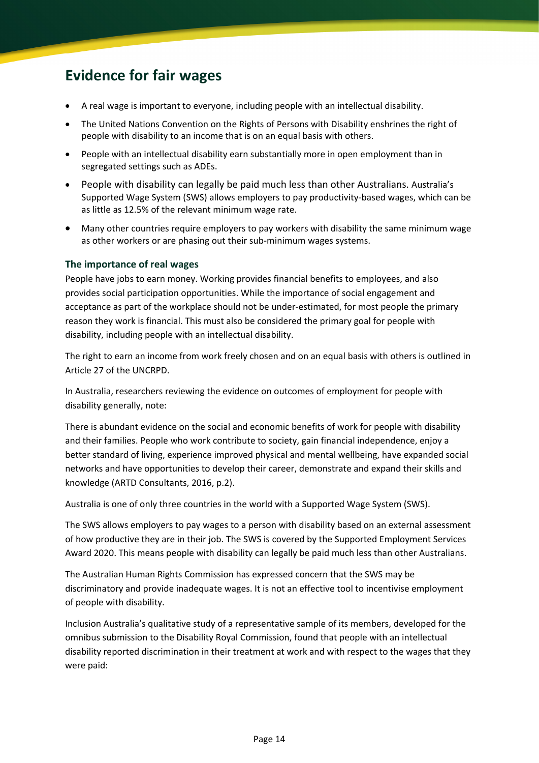## Evidence for fair wages

- A real wage is important to everyone, including people with an intellectual disability.
- The United Nations Convention on the Rights of Persons with Disability enshrines the right of people with disability to an income that is on an equal basis with others.
- People with an intellectual disability earn substantially more in open employment than in segregated settings such as ADEs.
- People with disability can legally be paid much less than other Australians. Australia's Supported Wage System (SWS) allows employers to pay productivity-based wages, which can be as little as 12.5% of the relevant minimum wage rate.
- Many other countries require employers to pay workers with disability the same minimum wage as other workers or are phasing out their sub-minimum wages systems.

### The importance of real wages

People have jobs to earn money. Working provides financial benefits to employees, and also provides social participation opportunities. While the importance of social engagement and acceptance as part of the workplace should not be under-estimated, for most people the primary reason they work is financial. This must also be considered the primary goal for people with disability, including people with an intellectual disability.

The right to earn an income from work freely chosen and on an equal basis with others is outlined in Article 27 of the UNCRPD.

In Australia, researchers reviewing the evidence on outcomes of employment for people with disability generally, note:

There is abundant evidence on the social and economic benefits of work for people with disability and their families. People who work contribute to society, gain financial independence, enjoy a better standard of living, experience improved physical and mental wellbeing, have expanded social networks and have opportunities to develop their career, demonstrate and expand their skills and knowledge (ARTD Consultants, 2016, p.2).

Australia is one of only three countries in the world with a Supported Wage System (SWS).

The SWS allows employers to pay wages to a person with disability based on an external assessment of how productive they are in their job. The SWS is covered by the Supported Employment Services Award 2020. This means people with disability can legally be paid much less than other Australians.

The Australian Human Rights Commission has expressed concern that the SWS may be discriminatory and provide inadequate wages. It is not an effective tool to incentivise employment of people with disability.

Inclusion Australia's qualitative study of a representative sample of its members, developed for the omnibus submission to the Disability Royal Commission, found that people with an intellectual disability reported discrimination in their treatment at work and with respect to the wages that they were paid: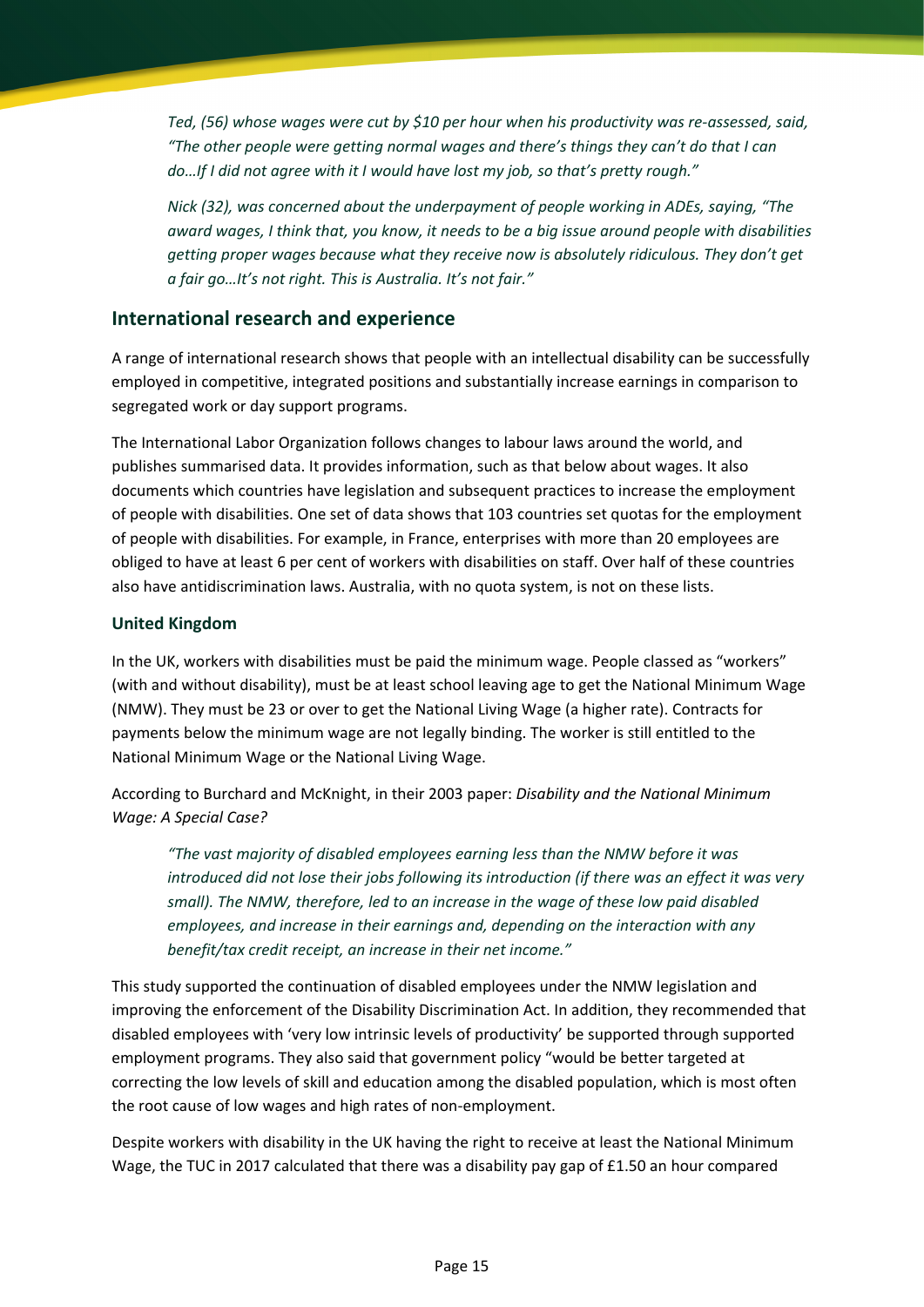*Ted, (56) whose wages were cut by $10 per hour when his productivity was re-assessed, said, "The other people were getting normal wages and there's things they can't do that I can do…If I did not agree with it I would have lost my job, so that's pretty rough."*

*Nick (32), was concerned about the underpayment of people working in ADEs, saying, "The award wages, I think that, you know, it needs to be a big issue around people with disabilities getting proper wages because what they receive now is absolutely ridiculous. They don't get a fair go…It's not right. This is Australia. It's not fair."*

## International research and experience

A range of international research shows that people with an intellectual disability can be successfully employed in competitive, integrated positions and substantially increase earnings in comparison to segregated work or day support programs.

The International Labor Organization follows changes to labour laws around the world, and publishes summarised data. It provides information, such as that below about wages. It also documents which countries have legislation and subsequent practices to increase the employment of people with disabilities. One set of data shows that 103 countries set quotas for the employment of people with disabilities. For example, in France, enterprises with more than 20 employees are obliged to have at least 6 per cent of workers with disabilities on staff. Over half of these countries also have antidiscrimination laws. Australia, with no quota system, is not on these lists.

### United Kingdom

In the UK, workers with disabilities must be paid the minimum wage. People classed as "workers" (with and without disability), must be at least school leaving age to get the National Minimum Wage (NMW). They must be 23 or over to get the National Living Wage (a higher rate). Contracts for payments below the minimum wage are not legally binding. The worker is still entitled to the National Minimum Wage or the National Living Wage.

According to Burchard and McKnight, in their 2003 paper: *Disability and the National Minimum Wage: A Special Case?*

> *"The vast majority of disabled employees earning less than the NMW before it was introduced did not lose their jobs following its introduction (if there was an effect it was very small). The NMW, therefore, led to an increase in the wage of these low paid disabled employees, and increase in their earnings and, depending on the interaction with any benefit/tax credit receipt, an increase in their net income."*

This study supported the continuation of disabled employees under the NMW legislation and improving the enforcement of the Disability Discrimination Act. In addition, they recommended that disabled employees with 'very low intrinsic levels of productivity' be supported through supported employment programs. They also said that government policy "would be better targeted at correcting the low levels of skill and education among the disabled population, which is most often the root cause of low wages and high rates of non-employment.

Despite workers with disability in the UK having the right to receive at least the National Minimum Wage, the TUC in 2017 calculated that there was a disability pay gap of £1.50 an hour compared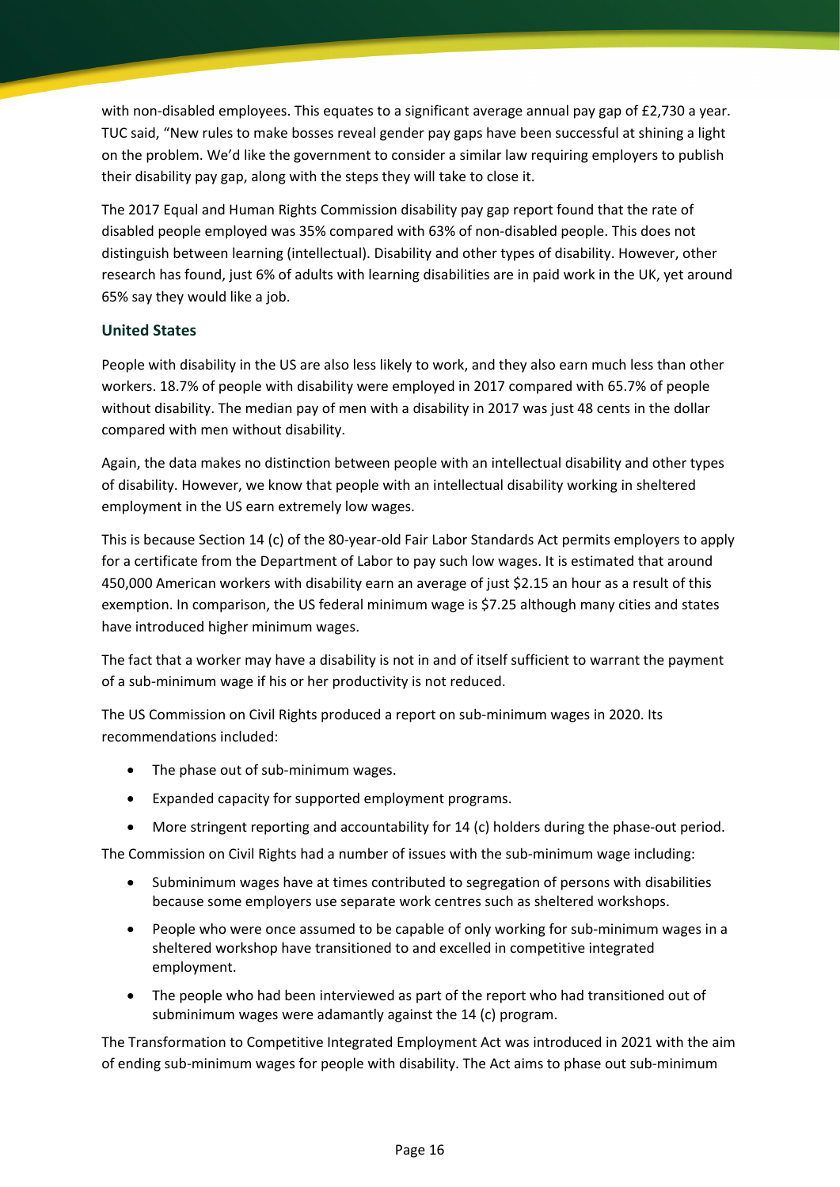with non-disabled employees. This equates to a significant average annual pay gap of £2,730 a year. TUC said, "New rules to make bosses reveal gender pay gaps have been successful at shining a light on the problem. We'd like the government to consider a similar law requiring employers to publish their disability pay gap, along with the steps they will take to close it.

The 2017 Equal and Human Rights Commission disability pay gap report found that the rate of disabled people employed was 35% compared with 63% of non-disabled people. This does not distinguish between learning (intellectual). Disability and other types of disability. However, other research has found, just 6% of adults with learning disabilities are in paid work in the UK, yet around 65% say they would like a job.

### United States

People with disability in the US are also less likely to work, and they also earn much less than other workers. 18.7% of people with disability were employed in 2017 compared with 65.7% of people without disability. The median pay of men with a disability in 2017 was just 48 cents in the dollar compared with men without disability.

Again, the data makes no distinction between people with an intellectual disability and other types of disability. However, we know that people with an intellectual disability working in sheltered employment in the US earn extremely low wages.

This is because Section 14 (c) of the 80-year-old Fair Labor Standards Act permits employers to apply for a certificate from the Department of Labor to pay such low wages. It is estimated that around 450,000 American workers with disability earn an average of just $2.15 an hour as a result of this exemption. In comparison, the US federal minimum wage is $7.25 although many cities and states have introduced higher minimum wages.

The fact that a worker may have a disability is not in and of itself sufficient to warrant the payment of a sub-minimum wage if his or her productivity is not reduced.

The US Commission on Civil Rights produced a report on sub-minimum wages in 2020. Its recommendations included:

- The phase out of sub-minimum wages.
- Expanded capacity for supported employment programs.
- More stringent reporting and accountability for 14 (c) holders during the phase-out period.

The Commission on Civil Rights had a number of issues with the sub-minimum wage including:

- Subminimum wages have at times contributed to segregation of persons with disabilities because some employers use separate work centres such as sheltered workshops.
- People who were once assumed to be capable of only working for sub-minimum wages in a sheltered workshop have transitioned to and excelled in competitive integrated employment.
- The people who had been interviewed as part of the report who had transitioned out of subminimum wages were adamantly against the 14 (c) program.

The Transformation to Competitive Integrated Employment Act was introduced in 2021 with the aim of ending sub-minimum wages for people with disability. The Act aims to phase out sub-minimum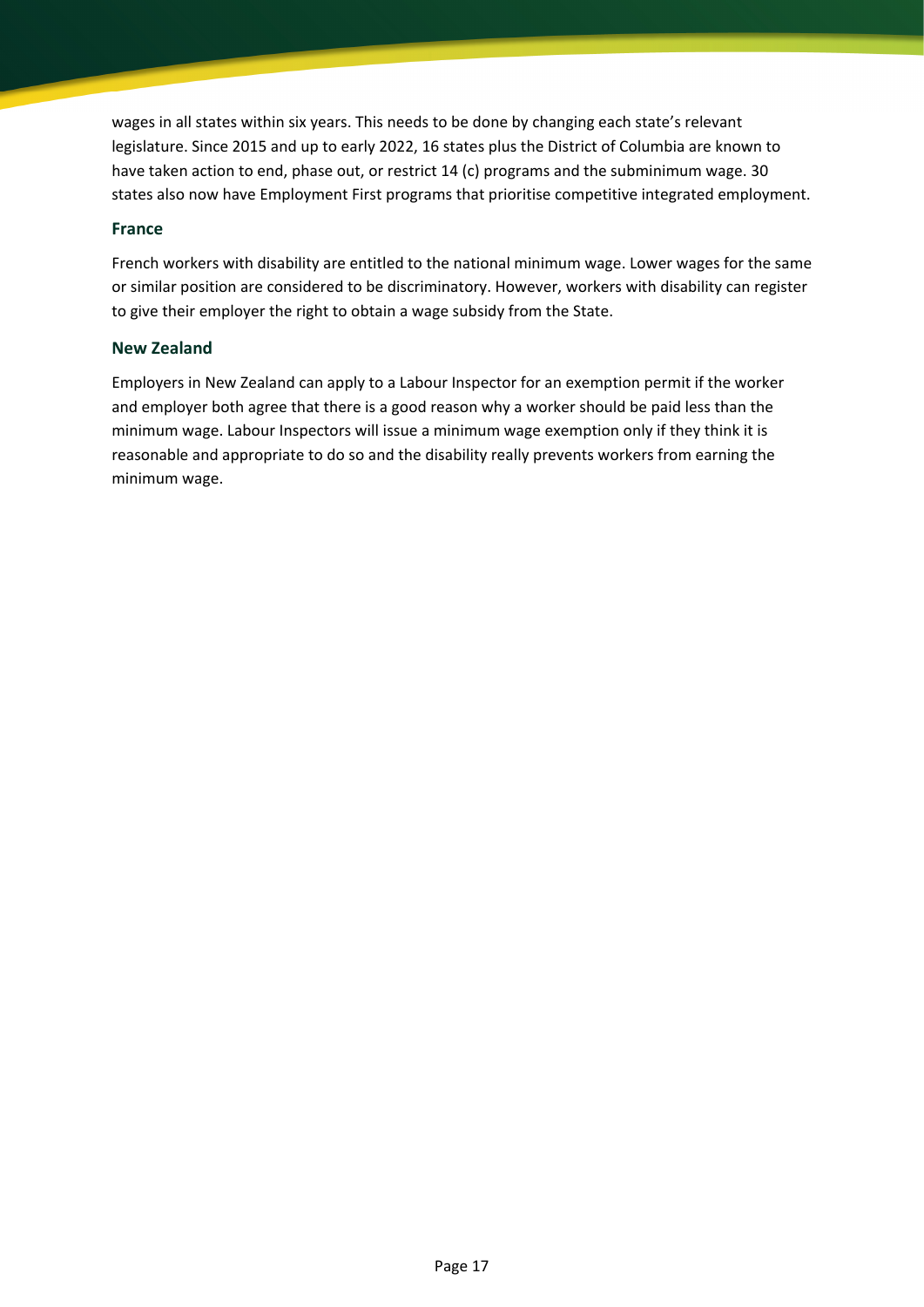wages in all states within six years. This needs to be done by changing each state's relevant legislature. Since 2015 and up to early 2022, 16 states plus the District of Columbia are known to have taken action to end, phase out, or restrict 14 (c) programs and the subminimum wage. 30 states also now have Employment First programs that prioritise competitive integrated employment.

### France

French workers with disability are entitled to the national minimum wage. Lower wages for the same or similar position are considered to be discriminatory. However, workers with disability can register to give their employer the right to obtain a wage subsidy from the State.

### New Zealand

Employers in New Zealand can apply to a Labour Inspector for an exemption permit if the worker and employer both agree that there is a good reason why a worker should be paid less than the minimum wage. Labour Inspectors will issue a minimum wage exemption only if they think it is reasonable and appropriate to do so and the disability really prevents workers from earning the minimum wage.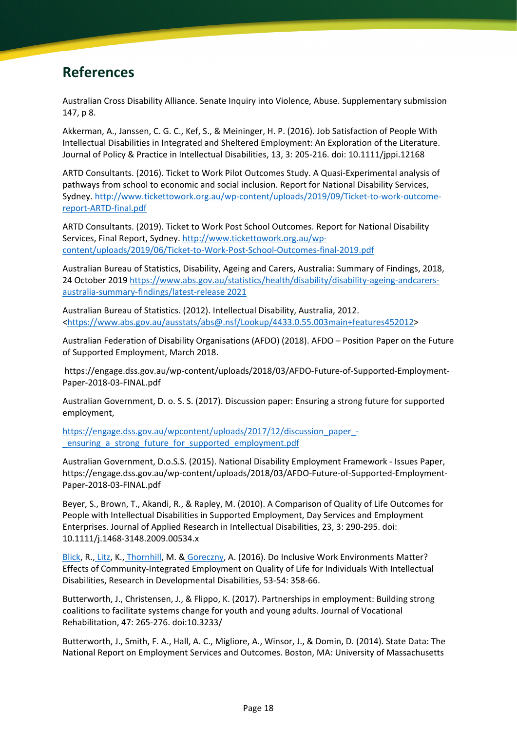## References

Australian Cross Disability Alliance. Senate Inquiry into Violence, Abuse. Supplementary submission 147, p 8.

Akkerman, A., Janssen, C. G. C., Kef, S., & Meininger, H. P. (2016). Job Satisfaction of People With Intellectual Disabilities in Integrated and Sheltered Employment: An Exploration of the Literature. Journal of Policy & Practice in Intellectual Disabilities, 13, 3: 205-216. doi: 10.1111/jppi.12168

ARTD Consultants. (2016). Ticket to Work Pilot Outcomes Study. A Quasi-Experimental analysis of pathways from school to economic and social inclusion. Report for National Disability Services, Sydney. [http://www.tickettowork.org.au/wp-content/uploads/2019/09/Ticket-to-work-outcome-report-ARTD-final.pdf](http://www.tickettowork.org.au/wp-content/uploads/2019/09/Ticket-to-work-outcome-report-ARTD-final.pdf)

ARTD Consultants. (2019). Ticket to Work Post School Outcomes. Report for National Disability Services, Final Report, Sydney. [http://www.tickettowork.org.au/wp-content/uploads/2019/06/Ticket-to-Work-Post-School-Outcomes-final-2019.pdf](http://www.tickettowork.org.au/wp-content/uploads/2019/06/Ticket-to-Work-Post-School-Outcomes-final-2019.pdf)

Australian Bureau of Statistics, Disability, Ageing and Carers, Australia: Summary of Findings, 2018, 24 October 2019 [https://www.abs.gov.au/statistics/health/disability/disability-ageing-andcarers-australia-summary-findings/latest-release 2021](https://www.abs.gov.au/statistics/health/disability/disability-ageing-andcarers-australia-summary-findings/latest-release)

Australian Bureau of Statistics. (2012). Intellectual Disability, Australia, 2012. <[https://www.abs.gov.au/ausstats/abs@.nsf/Lookup/4433.0.55.003main+features452012](https://www.abs.gov.au/ausstats/abs@.nsf/Lookup/4433.0.55.003main+features452012)>

Australian Federation of Disability Organisations (AFDO) (2018). AFDO – Position Paper on the Future of Supported Employment, March 2018.

https://engage.dss.gov.au/wp-content/uploads/2018/03/AFDO-Future-of-Supported-Employment-Paper-2018-03-FINAL.pdf

Australian Government, D. o. S. S. (2017). Discussion paper: Ensuring a strong future for supported employment,

[https://engage.dss.gov.au/wpcontent/uploads/2017/12/discussion_paper_-_ensuring_a_strong_future_for_supported_employment.pdf](https://engage.dss.gov.au/wpcontent/uploads/2017/12/discussion_paper_-_ensuring_a_strong_future_for_supported_employment.pdf)

Australian Government, D.o.S.S. (2015). National Disability Employment Framework - Issues Paper, https://engage.dss.gov.au/wp-content/uploads/2018/03/AFDO-Future-of-Supported-Employment-Paper-2018-03-FINAL.pdf

Beyer, S., Brown, T., Akandi, R., & Rapley, M. (2010). A Comparison of Quality of Life Outcomes for People with Intellectual Disabilities in Supported Employment, Day Services and Employment Enterprises. Journal of Applied Research in Intellectual Disabilities, 23, 3: 290-295. doi: 10.1111/j.1468-3148.2009.00534.x

Blick, R., Litz, K., Thornhill, M. & Goreczny, A. (2016). Do Inclusive Work Environments Matter? Effects of Community-Integrated Employment on Quality of Life for Individuals With Intellectual Disabilities, Research in Developmental Disabilities, 53-54: 358-66.

Butterworth, J., Christensen, J., & Flippo, K. (2017). Partnerships in employment: Building strong coalitions to facilitate systems change for youth and young adults. Journal of Vocational Rehabilitation, 47: 265-276. doi:10.3233/

Butterworth, J., Smith, F. A., Hall, A. C., Migliore, A., Winsor, J., & Domin, D. (2014). State Data: The National Report on Employment Services and Outcomes. Boston, MA: University of Massachusetts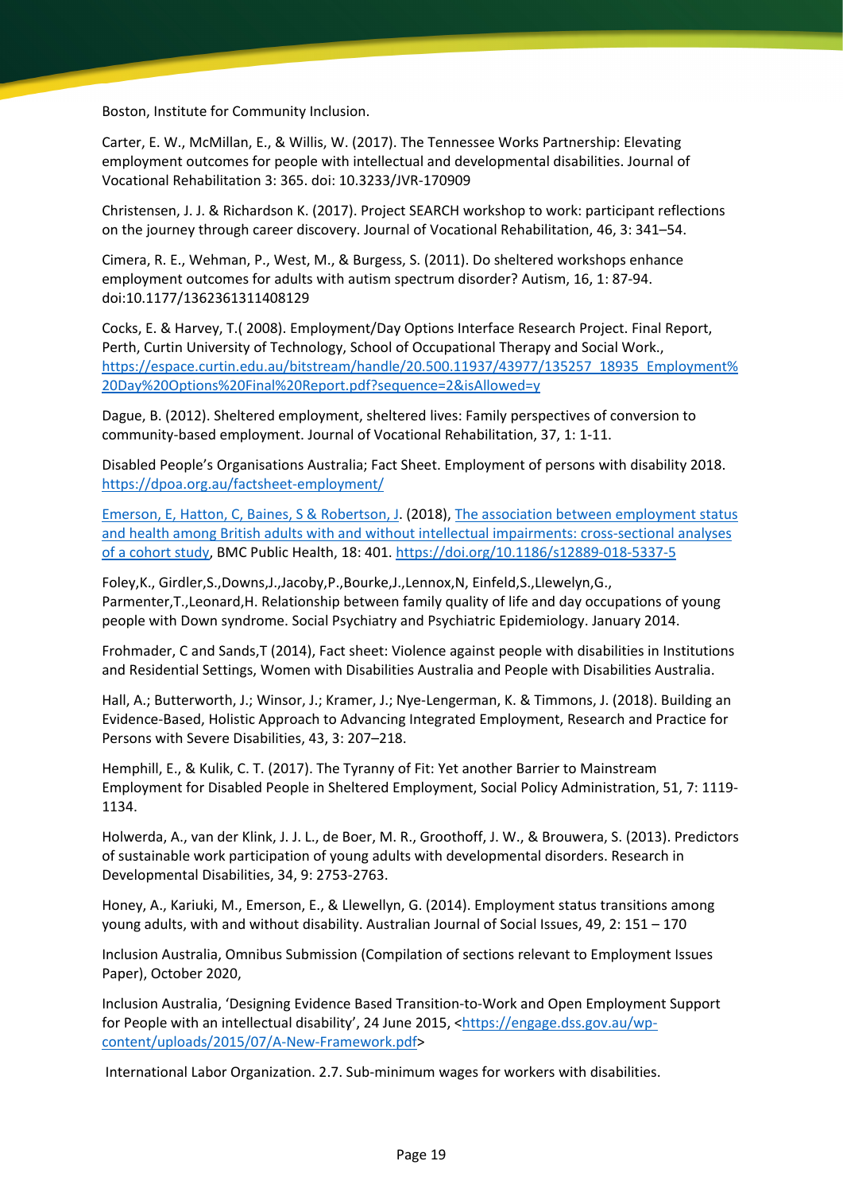Boston, Institute for Community Inclusion.

Carter, E. W., McMillan, E., & Willis, W. (2017). The Tennessee Works Partnership: Elevating employment outcomes for people with intellectual and developmental disabilities. Journal of Vocational Rehabilitation 3: 365. doi: 10.3233/JVR-170909

Christensen, J. J. & Richardson K. (2017). Project SEARCH workshop to work: participant reflections on the journey through career discovery. Journal of Vocational Rehabilitation, 46, 3: 341–54.

Cimera, R. E., Wehman, P., West, M., & Burgess, S. (2011). Do sheltered workshops enhance employment outcomes for adults with autism spectrum disorder? Autism, 16, 1: 87-94. doi:10.1177/1362361311408129

Cocks, E. & Harvey, T.( 2008). Employment/Day Options Interface Research Project. Final Report, Perth, Curtin University of Technology, School of Occupational Therapy and Social Work., [https://espace.curtin.edu.au/bitstream/handle/20.500.11937/43977/135257_18935_Employment%20Day%20Options%20Final%20Report.pdf?sequence=2&isAllowed=y](https://espace.curtin.edu.au/bitstream/handle/20.500.11937/43977/135257_18935_Employment%20Day%20Options%20Final%20Report.pdf?sequence=2&isAllowed=y)

Dague, B. (2012). Sheltered employment, sheltered lives: Family perspectives of conversion to community-based employment. Journal of Vocational Rehabilitation, 37, 1: 1-11.

Disabled People's Organisations Australia; Fact Sheet. Employment of persons with disability 2018. [https://dpoa.org.au/factsheet-employment/](https://dpoa.org.au/factsheet-employment/)

Emerson, E, Hatton, C, Baines, S & Robertson, J. (2018), The association between employment status and health among British adults with and without intellectual impairments: cross-sectional analyses of a cohort study, BMC Public Health, 18: 401. [https://doi.org/10.1186/s12889-018-5337-5](https://doi.org/10.1186/s12889-018-5337-5)

Foley,K., Girdler,S.,Downs,J.,Jacoby,P.,Bourke,J.,Lennox,N, Einfeld,S.,Llewelyn,G., Parmenter,T.,Leonard,H. Relationship between family quality of life and day occupations of young people with Down syndrome. Social Psychiatry and Psychiatric Epidemiology. January 2014.

Frohmader, C and Sands,T (2014), Fact sheet: Violence against people with disabilities in Institutions and Residential Settings, Women with Disabilities Australia and People with Disabilities Australia.

Hall, A.; Butterworth, J.; Winsor, J.; Kramer, J.; Nye-Lengerman, K. & Timmons, J. (2018). Building an Evidence-Based, Holistic Approach to Advancing Integrated Employment, Research and Practice for Persons with Severe Disabilities, 43, 3: 207–218.

Hemphill, E., & Kulik, C. T. (2017). The Tyranny of Fit: Yet another Barrier to Mainstream Employment for Disabled People in Sheltered Employment, Social Policy Administration, 51, 7: 1119-1134.

Holwerda, A., van der Klink, J. J. L., de Boer, M. R., Groothoff, J. W., & Brouwera, S. (2013). Predictors of sustainable work participation of young adults with developmental disorders. Research in Developmental Disabilities, 34, 9: 2753-2763.

Honey, A., Kariuki, M., Emerson, E., & Llewellyn, G. (2014). Employment status transitions among young adults, with and without disability. Australian Journal of Social Issues, 49, 2: 151 – 170

Inclusion Australia, Omnibus Submission (Compilation of sections relevant to Employment Issues Paper), October 2020,

Inclusion Australia, 'Designing Evidence Based Transition-to-Work and Open Employment Support for People with an intellectual disability', 24 June 2015, <[https://engage.dss.gov.au/wp-content/uploads/2015/07/A-New-Framework.pdf](https://engage.dss.gov.au/wp-content/uploads/2015/07/A-New-Framework.pdf)>

International Labor Organization. 2.7. Sub-minimum wages for workers with disabilities.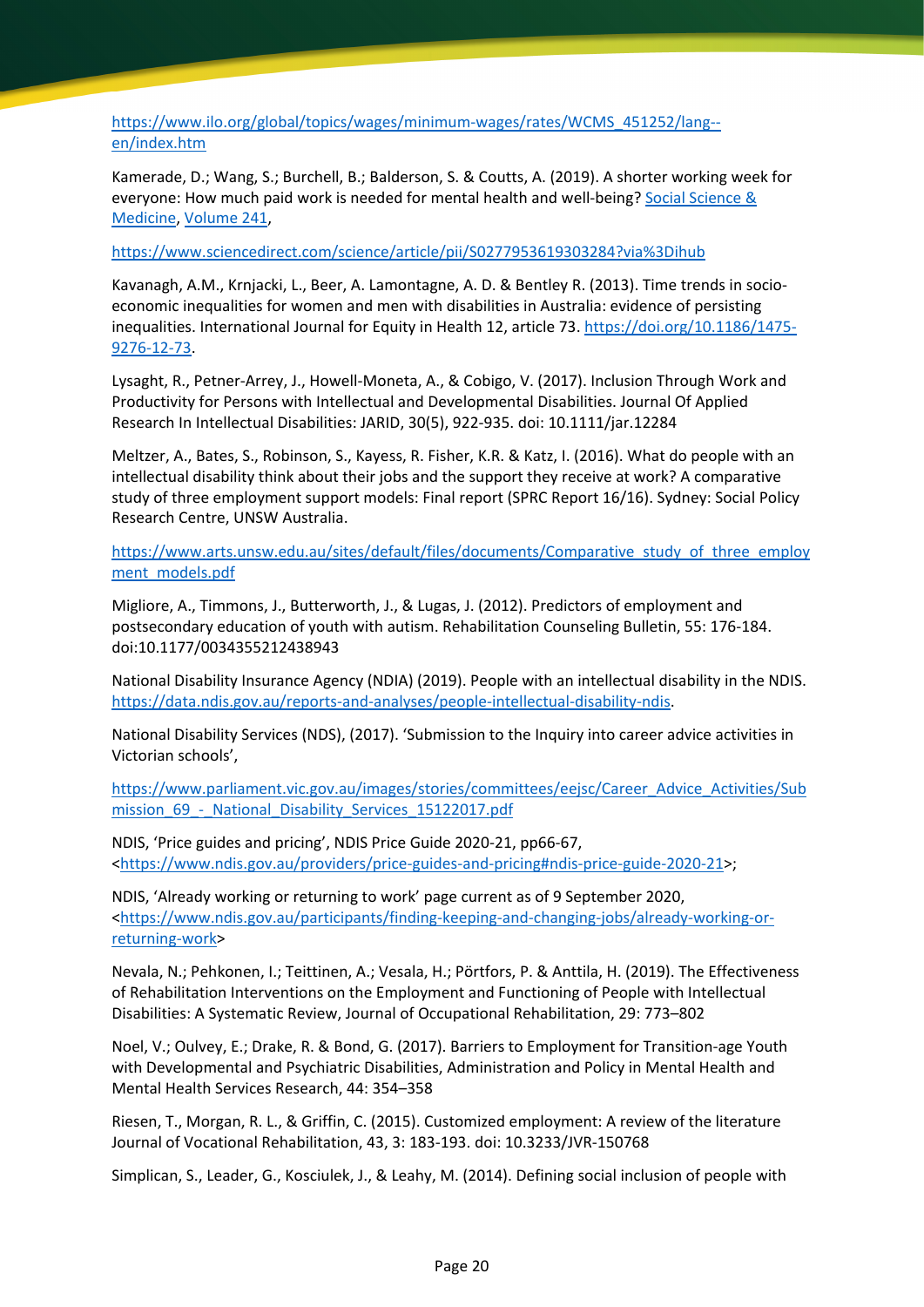https://www.ilo.org/global/topics/wages/minimum-wages/rates/WCMS_451252/lang--en/index.htm

Kamerade, D.; Wang, S.; Burchell, B.; Balderson, S. & Coutts, A. (2019). A shorter working week for everyone: How much paid work is needed for mental health and well-being? Social Science & Medicine, Volume 241,

https://www.sciencedirect.com/science/article/pii/S0277953619303284?via%3Dihub

Kavanagh, A.M., Krnjacki, L., Beer, A. Lamontagne, A. D. & Bentley R. (2013). Time trends in socio-economic inequalities for women and men with disabilities in Australia: evidence of persisting inequalities. International Journal for Equity in Health 12, article 73. https://doi.org/10.1186/1475-9276-12-73.

Lysaght, R., Petner-Arrey, J., Howell-Moneta, A., & Cobigo, V. (2017). Inclusion Through Work and Productivity for Persons with Intellectual and Developmental Disabilities. Journal Of Applied Research In Intellectual Disabilities: JARID, 30(5), 922-935. doi: 10.1111/jar.12284

Meltzer, A., Bates, S., Robinson, S., Kayess, R. Fisher, K.R. & Katz, I. (2016). What do people with an intellectual disability think about their jobs and the support they receive at work? A comparative study of three employment support models: Final report (SPRC Report 16/16). Sydney: Social Policy Research Centre, UNSW Australia.

https://www.arts.unsw.edu.au/sites/default/files/documents/Comparative_study_of_three_employment_models.pdf

Migliore, A., Timmons, J., Butterworth, J., & Lugas, J. (2012). Predictors of employment and postsecondary education of youth with autism. Rehabilitation Counseling Bulletin, 55: 176-184. doi:10.1177/0034355212438943

National Disability Insurance Agency (NDIA) (2019). People with an intellectual disability in the NDIS. https://data.ndis.gov.au/reports-and-analyses/people-intellectual-disability-ndis.

National Disability Services (NDS), (2017). 'Submission to the Inquiry into career advice activities in Victorian schools',

https://www.parliament.vic.gov.au/images/stories/committees/eejsc/Career_Advice_Activities/Submission_69_-_National_Disability_Services_15122017.pdf

NDIS, 'Price guides and pricing', NDIS Price Guide 2020-21, pp66-67, <https://www.ndis.gov.au/providers/price-guides-and-pricing#ndis-price-guide-2020-21>;

NDIS, 'Already working or returning to work' page current as of 9 September 2020, <https://www.ndis.gov.au/participants/finding-keeping-and-changing-jobs/already-working-or-returning-work>

Nevala, N.; Pehkonen, I.; Teittinen, A.; Vesala, H.; Pörtfors, P. & Anttila, H. (2019). The Effectiveness of Rehabilitation Interventions on the Employment and Functioning of People with Intellectual Disabilities: A Systematic Review, Journal of Occupational Rehabilitation, 29: 773–802

Noel, V.; Oulvey, E.; Drake, R. & Bond, G. (2017). Barriers to Employment for Transition-age Youth with Developmental and Psychiatric Disabilities, Administration and Policy in Mental Health and Mental Health Services Research, 44: 354–358

Riesen, T., Morgan, R. L., & Griffin, C. (2015). Customized employment: A review of the literature Journal of Vocational Rehabilitation, 43, 3: 183-193. doi: 10.3233/JVR-150768

Simplican, S., Leader, G., Kosciulek, J., & Leahy, M. (2014). Defining social inclusion of people with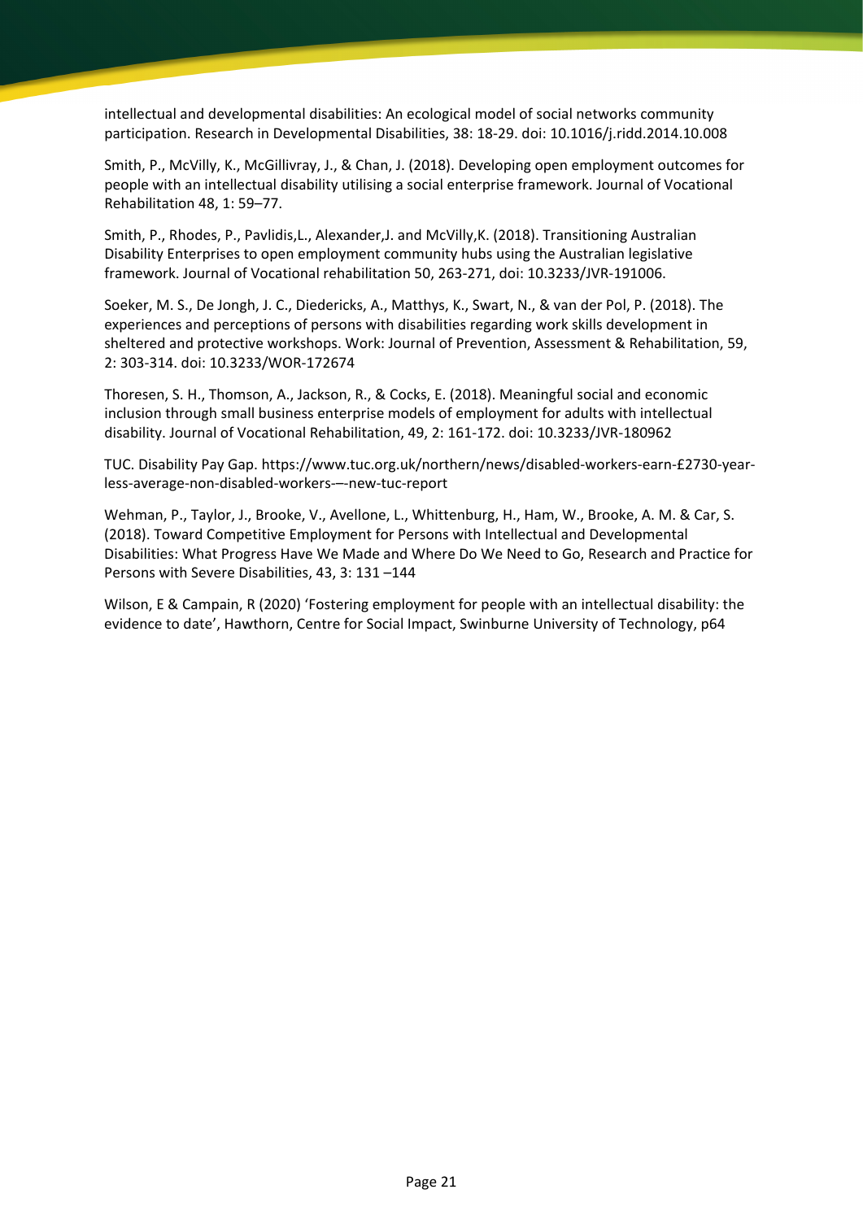intellectual and developmental disabilities: An ecological model of social networks community participation. Research in Developmental Disabilities, 38: 18-29. doi: 10.1016/j.ridd.2014.10.008

Smith, P., McVilly, K., McGillivray, J., & Chan, J. (2018). Developing open employment outcomes for people with an intellectual disability utilising a social enterprise framework. Journal of Vocational Rehabilitation 48, 1: 59–77.

Smith, P., Rhodes, P., Pavlidis,L., Alexander,J. and McVilly,K. (2018). Transitioning Australian Disability Enterprises to open employment community hubs using the Australian legislative framework. Journal of Vocational rehabilitation 50, 263-271, doi: 10.3233/JVR-191006.

Soeker, M. S., De Jongh, J. C., Diedericks, A., Matthys, K., Swart, N., & van der Pol, P. (2018). The experiences and perceptions of persons with disabilities regarding work skills development in sheltered and protective workshops. Work: Journal of Prevention, Assessment & Rehabilitation, 59, 2: 303-314. doi: 10.3233/WOR-172674

Thoresen, S. H., Thomson, A., Jackson, R., & Cocks, E. (2018). Meaningful social and economic inclusion through small business enterprise models of employment for adults with intellectual disability. Journal of Vocational Rehabilitation, 49, 2: 161-172. doi: 10.3233/JVR-180962

TUC. Disability Pay Gap. https://www.tuc.org.uk/northern/news/disabled-workers-earn-£2730-year-less-average-non-disabled-workers-–-new-tuc-report

Wehman, P., Taylor, J., Brooke, V., Avellone, L., Whittenburg, H., Ham, W., Brooke, A. M. & Car, S. (2018). Toward Competitive Employment for Persons with Intellectual and Developmental Disabilities: What Progress Have We Made and Where Do We Need to Go, Research and Practice for Persons with Severe Disabilities, 43, 3: 131 –144

Wilson, E & Campain, R (2020) 'Fostering employment for people with an intellectual disability: the evidence to date', Hawthorn, Centre for Social Impact, Swinburne University of Technology, p64